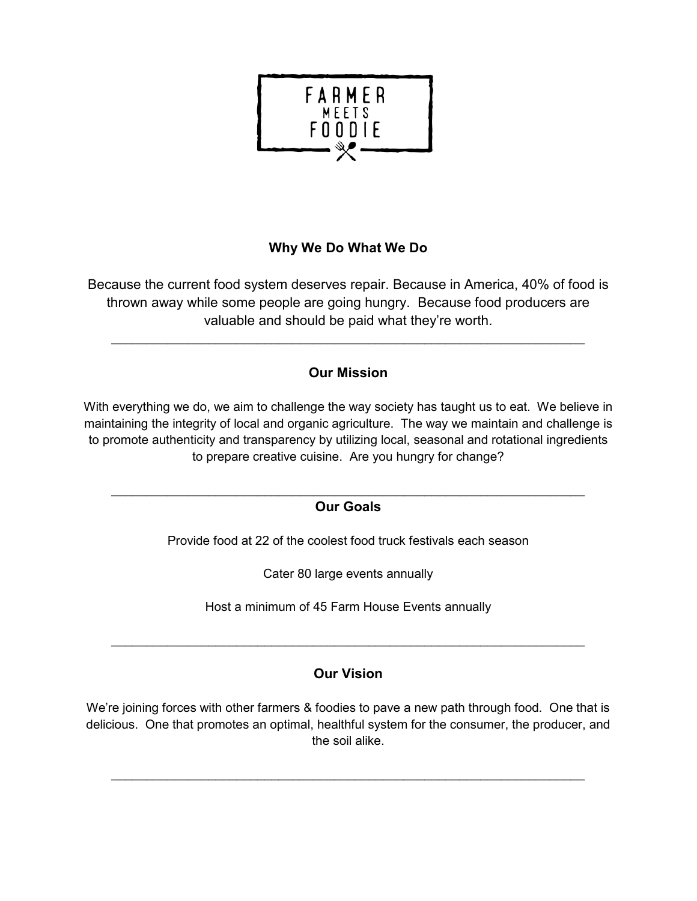FARMER MEETS FOODIE

## Why We Do What We Do

Because the current food system deserves repair. Because in America, 40% of food is thrown away while some people are going hungry. Because food producers are valuable and should be paid what they're worth.

---

## Our Mission

With everything we do, we aim to challenge the way society has taught us to eat. We believe in maintaining the integrity of local and organic agriculture. The way we maintain and challenge is to promote authenticity and transparency by utilizing local, seasonal and rotational ingredients to prepare creative cuisine. Are you hungry for change?

---

## Our Goals

Provide food at 22 of the coolest food truck festivals each season

Cater 80 large events annually

Host a minimum of 45 Farm House Events annually

---

## Our Vision

We're joining forces with other farmers & foodies to pave a new path through food. One that is delicious. One that promotes an optimal, healthful system for the consumer, the producer, and the soil alike.

---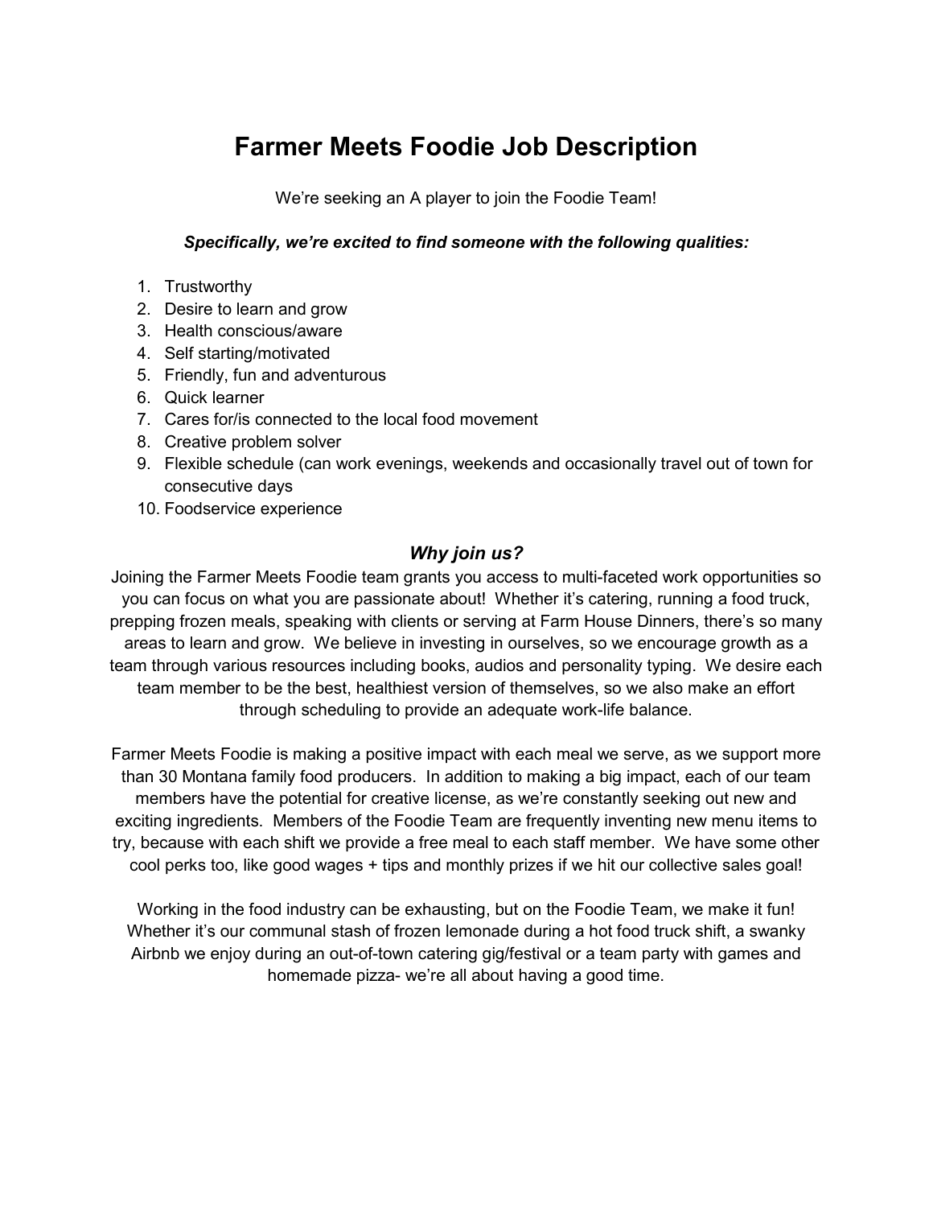# Farmer Meets Foodie Job Description

We're seeking an A player to join the Foodie Team!

***Specifically, we're excited to find someone with the following qualities:***

1. Trustworthy
2. Desire to learn and grow
3. Health conscious/aware
4. Self starting/motivated
5. Friendly, fun and adventurous
6. Quick learner
7. Cares for/is connected to the local food movement
8. Creative problem solver
9. Flexible schedule (can work evenings, weekends and occasionally travel out of town for consecutive days
10. Foodservice experience

### *Why join us?*

Joining the Farmer Meets Foodie team grants you access to multi-faceted work opportunities so you can focus on what you are passionate about! Whether it's catering, running a food truck, prepping frozen meals, speaking with clients or serving at Farm House Dinners, there's so many areas to learn and grow. We believe in investing in ourselves, so we encourage growth as a team through various resources including books, audios and personality typing. We desire each team member to be the best, healthiest version of themselves, so we also make an effort through scheduling to provide an adequate work-life balance.

Farmer Meets Foodie is making a positive impact with each meal we serve, as we support more than 30 Montana family food producers. In addition to making a big impact, each of our team members have the potential for creative license, as we're constantly seeking out new and exciting ingredients. Members of the Foodie Team are frequently inventing new menu items to try, because with each shift we provide a free meal to each staff member. We have some other cool perks too, like good wages + tips and monthly prizes if we hit our collective sales goal!

Working in the food industry can be exhausting, but on the Foodie Team, we make it fun! Whether it's our communal stash of frozen lemonade during a hot food truck shift, a swanky Airbnb we enjoy during an out-of-town catering gig/festival or a team party with games and homemade pizza- we're all about having a good time.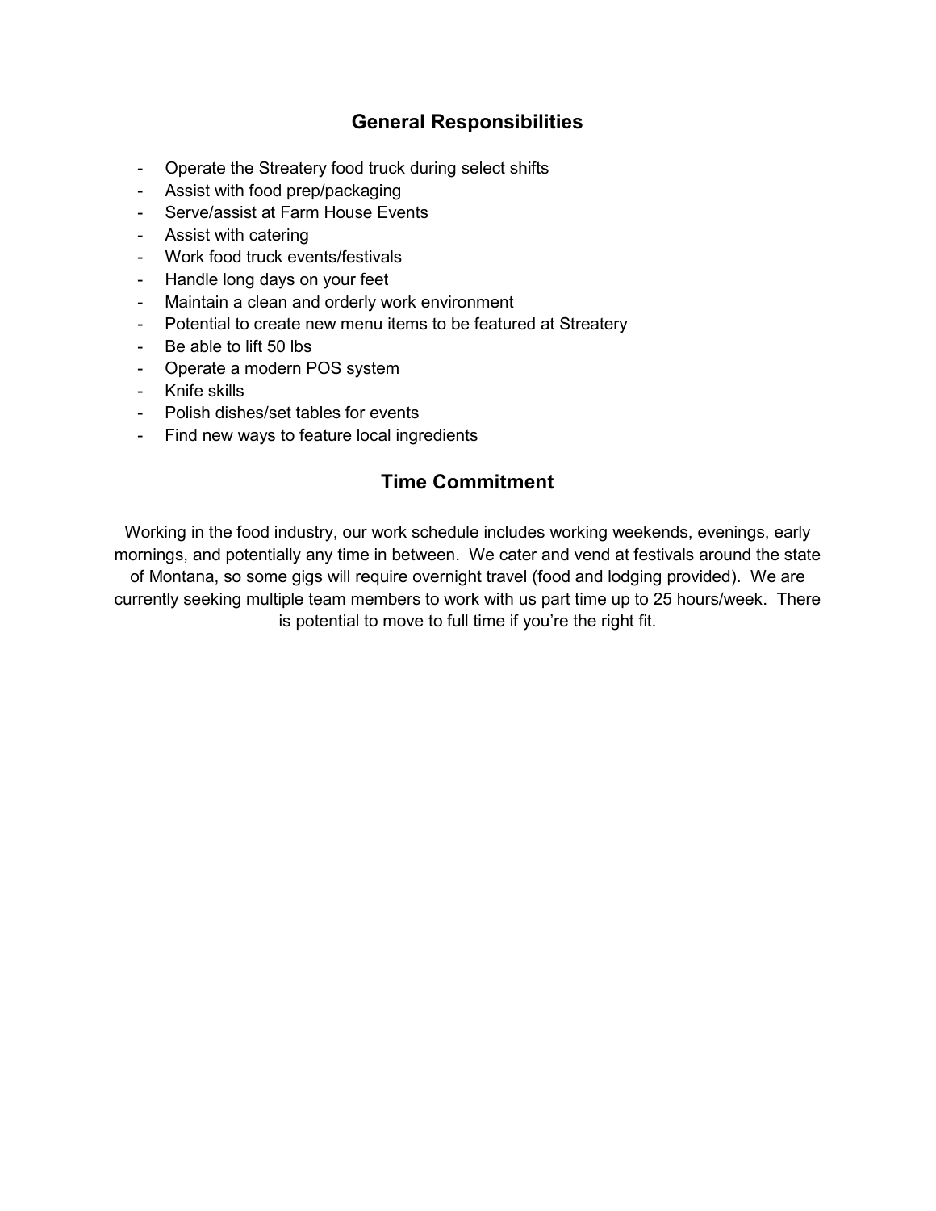## General Responsibilities

- Operate the Streatery food truck during select shifts
- Assist with food prep/packaging
- Serve/assist at Farm House Events
- Assist with catering
- Work food truck events/festivals
- Handle long days on your feet
- Maintain a clean and orderly work environment
- Potential to create new menu items to be featured at Streatery
- Be able to lift 50 lbs
- Operate a modern POS system
- Knife skills
- Polish dishes/set tables for events
- Find new ways to feature local ingredients

## Time Commitment

Working in the food industry, our work schedule includes working weekends, evenings, early mornings, and potentially any time in between. We cater and vend at festivals around the state of Montana, so some gigs will require overnight travel (food and lodging provided). We are currently seeking multiple team members to work with us part time up to 25 hours/week. There is potential to move to full time if you're the right fit.